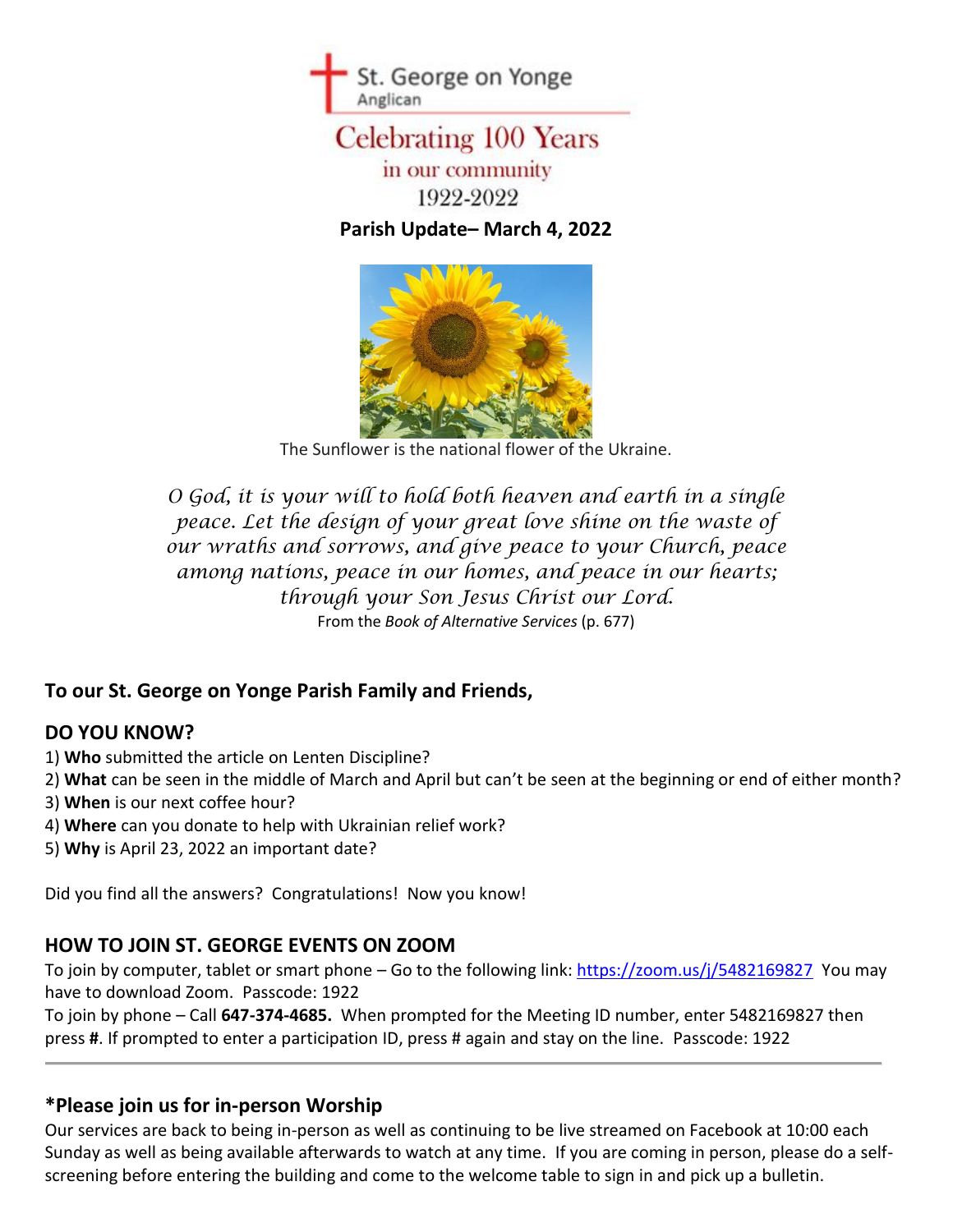St. George on Yonge
Anglican

Celebrating 100 Years
in our community
1922-2022

**Parish Update– March 4, 2022**

The Sunflower is the national flower of the Ukraine.

*O God, it is your will to hold both heaven and earth in a single peace. Let the design of your great love shine on the waste of our wraths and sorrows, and give peace to your Church, peace among nations, peace in our homes, and peace in our hearts; through your Son Jesus Christ our Lord.*
From the *Book of Alternative Services* (p. 677)

## To our St. George on Yonge Parish Family and Friends,

## DO YOU KNOW?

1) **Who** submitted the article on Lenten Discipline?
2) **What** can be seen in the middle of March and April but can't be seen at the beginning or end of either month?
3) **When** is our next coffee hour?
4) **Where** can you donate to help with Ukrainian relief work?
5) **Why** is April 23, 2022 an important date?

Did you find all the answers? Congratulations! Now you know!

## HOW TO JOIN ST. GEORGE EVENTS ON ZOOM

To join by computer, tablet or smart phone – Go to the following link: https://zoom.us/j/5482169827 You may have to download Zoom. Passcode: 1922
To join by phone – Call **647-374-4685.** When prompted for the Meeting ID number, enter 5482169827 then press **#**. If prompted to enter a participation ID, press # again and stay on the line. Passcode: 1922

---

## *Please join us for in-person Worship

Our services are back to being in-person as well as continuing to be live streamed on Facebook at 10:00 each Sunday as well as being available afterwards to watch at any time. If you are coming in person, please do a self-screening before entering the building and come to the welcome table to sign in and pick up a bulletin.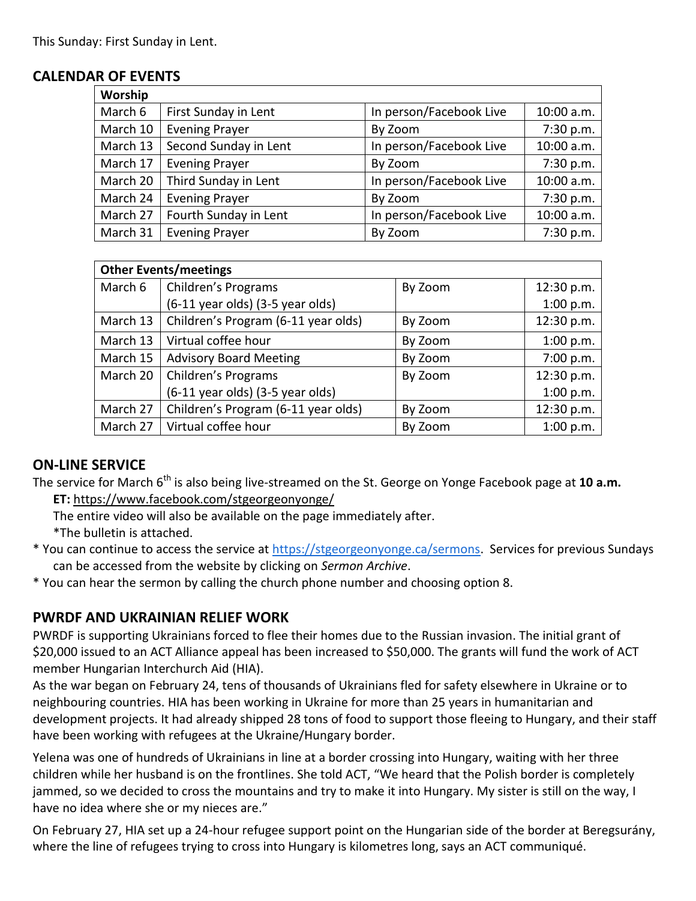This Sunday: First Sunday in Lent.

## CALENDAR OF EVENTS

| **Worship** | | | |
|---|---|---|---|
| March 6 | First Sunday in Lent | In person/Facebook Live | 10:00 a.m. |
| March 10 | Evening Prayer | By Zoom | 7:30 p.m. |
| March 13 | Second Sunday in Lent | In person/Facebook Live | 10:00 a.m. |
| March 17 | Evening Prayer | By Zoom | 7:30 p.m. |
| March 20 | Third Sunday in Lent | In person/Facebook Live | 10:00 a.m. |
| March 24 | Evening Prayer | By Zoom | 7:30 p.m. |
| March 27 | Fourth Sunday in Lent | In person/Facebook Live | 10:00 a.m. |
| March 31 | Evening Prayer | By Zoom | 7:30 p.m. |

| **Other Events/meetings** | | | |
|---|---|---|---|
| March 6 | Children's Programs (6-11 year olds) (3-5 year olds) | By Zoom | 12:30 p.m. 1:00 p.m. |
| March 13 | Children's Program (6-11 year olds) | By Zoom | 12:30 p.m. |
| March 13 | Virtual coffee hour | By Zoom | 1:00 p.m. |
| March 15 | Advisory Board Meeting | By Zoom | 7:00 p.m. |
| March 20 | Children's Programs (6-11 year olds) (3-5 year olds) | By Zoom | 12:30 p.m. 1:00 p.m. |
| March 27 | Children's Program (6-11 year olds) | By Zoom | 12:30 p.m. |
| March 27 | Virtual coffee hour | By Zoom | 1:00 p.m. |

## ON-LINE SERVICE

The service for March 6th is also being live-streamed on the St. George on Yonge Facebook page at **10 a.m. ET:** https://www.facebook.com/stgeorgeonyonge/

The entire video will also be available on the page immediately after.

*The bulletin is attached.

* You can continue to access the service at https://stgeorgeonyonge.ca/sermons. Services for previous Sundays can be accessed from the website by clicking on *Sermon Archive*.
* You can hear the sermon by calling the church phone number and choosing option 8.

## PWRDF AND UKRAINIAN RELIEF WORK

PWRDF is supporting Ukrainians forced to flee their homes due to the Russian invasion. The initial grant of $20,000 issued to an ACT Alliance appeal has been increased to $50,000. The grants will fund the work of ACT member Hungarian Interchurch Aid (HIA).

As the war began on February 24, tens of thousands of Ukrainians fled for safety elsewhere in Ukraine or to neighbouring countries. HIA has been working in Ukraine for more than 25 years in humanitarian and development projects. It had already shipped 28 tons of food to support those fleeing to Hungary, and their staff have been working with refugees at the Ukraine/Hungary border.

Yelena was one of hundreds of Ukrainians in line at a border crossing into Hungary, waiting with her three children while her husband is on the frontlines. She told ACT, "We heard that the Polish border is completely jammed, so we decided to cross the mountains and try to make it into Hungary. My sister is still on the way, I have no idea where she or my nieces are."

On February 27, HIA set up a 24-hour refugee support point on the Hungarian side of the border at Beregsurány, where the line of refugees trying to cross into Hungary is kilometres long, says an ACT communiqué.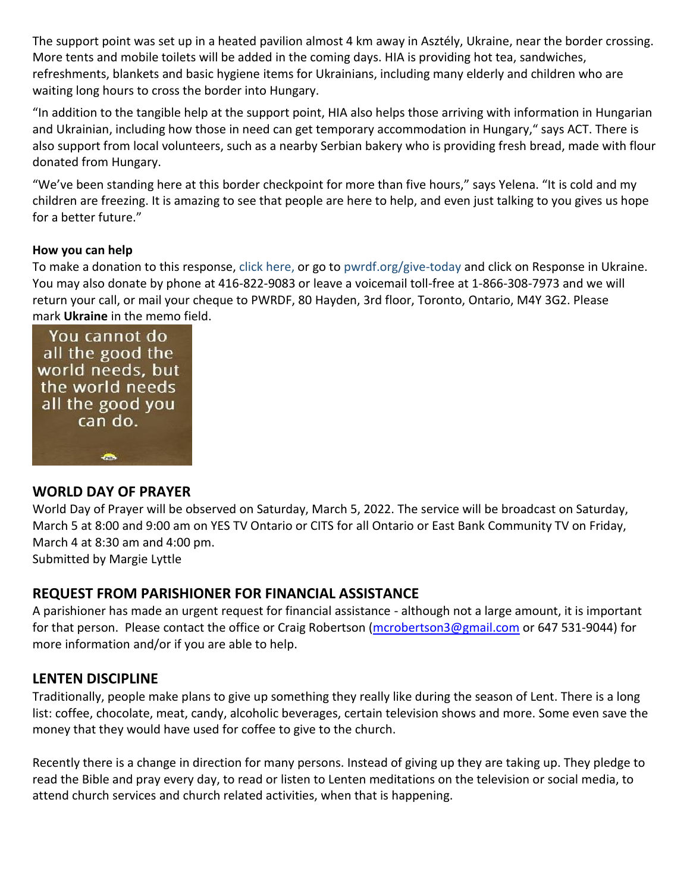The support point was set up in a heated pavilion almost 4 km away in Asztély, Ukraine, near the border crossing. More tents and mobile toilets will be added in the coming days. HIA is providing hot tea, sandwiches, refreshments, blankets and basic hygiene items for Ukrainians, including many elderly and children who are waiting long hours to cross the border into Hungary.

"In addition to the tangible help at the support point, HIA also helps those arriving with information in Hungarian and Ukrainian, including how those in need can get temporary accommodation in Hungary," says ACT. There is also support from local volunteers, such as a nearby Serbian bakery who is providing fresh bread, made with flour donated from Hungary.

"We've been standing here at this border checkpoint for more than five hours," says Yelena. "It is cold and my children are freezing. It is amazing to see that people are here to help, and even just talking to you gives us hope for a better future."

**How you can help**
To make a donation to this response, click here, or go to pwrdf.org/give-today and click on Response in Ukraine. You may also donate by phone at 416-822-9083 or leave a voicemail toll-free at 1-866-308-7973 and we will return your call, or mail your cheque to PWRDF, 80 Hayden, 3rd floor, Toronto, Ontario, M4Y 3G2. Please mark **Ukraine** in the memo field.

You cannot do all the good the world needs, but the world needs all the good you can do.

## WORLD DAY OF PRAYER

World Day of Prayer will be observed on Saturday, March 5, 2022. The service will be broadcast on Saturday, March 5 at 8:00 and 9:00 am on YES TV Ontario or CITS for all Ontario or East Bank Community TV on Friday, March 4 at 8:30 am and 4:00 pm.
Submitted by Margie Lyttle

## REQUEST FROM PARISHIONER FOR FINANCIAL ASSISTANCE

A parishioner has made an urgent request for financial assistance - although not a large amount, it is important for that person. Please contact the office or Craig Robertson (mcrobertson3@gmail.com or 647 531-9044) for more information and/or if you are able to help.

## LENTEN DISCIPLINE

Traditionally, people make plans to give up something they really like during the season of Lent. There is a long list: coffee, chocolate, meat, candy, alcoholic beverages, certain television shows and more. Some even save the money that they would have used for coffee to give to the church.

Recently there is a change in direction for many persons. Instead of giving up they are taking up. They pledge to read the Bible and pray every day, to read or listen to Lenten meditations on the television or social media, to attend church services and church related activities, when that is happening.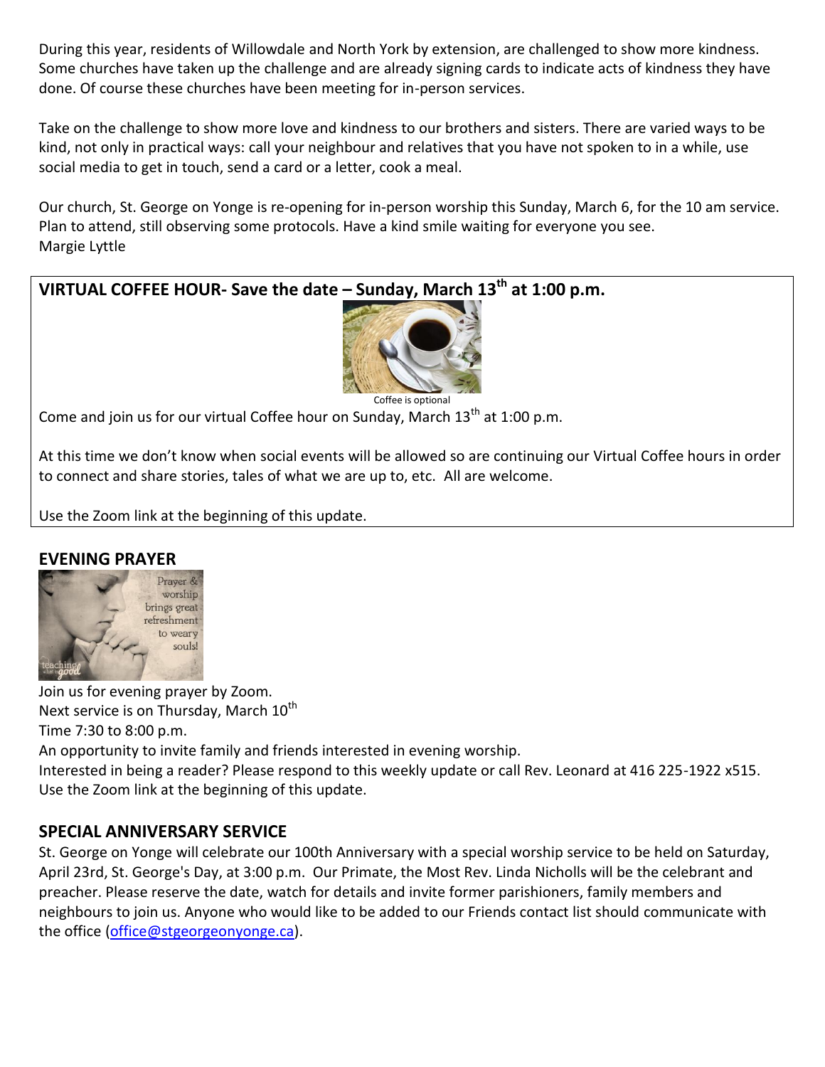During this year, residents of Willowdale and North York by extension, are challenged to show more kindness. Some churches have taken up the challenge and are already signing cards to indicate acts of kindness they have done. Of course these churches have been meeting for in-person services.

Take on the challenge to show more love and kindness to our brothers and sisters. There are varied ways to be kind, not only in practical ways: call your neighbour and relatives that you have not spoken to in a while, use social media to get in touch, send a card or a letter, cook a meal.

Our church, St. George on Yonge is re-opening for in-person worship this Sunday, March 6, for the 10 am service. Plan to attend, still observing some protocols. Have a kind smile waiting for everyone you see.
Margie Lyttle

## VIRTUAL COFFEE HOUR- Save the date – Sunday, March 13th at 1:00 p.m.

Coffee is optional

Come and join us for our virtual Coffee hour on Sunday, March 13th at 1:00 p.m.

At this time we don't know when social events will be allowed so are continuing our Virtual Coffee hours in order to connect and share stories, tales of what we are up to, etc. All are welcome.

Use the Zoom link at the beginning of this update.

## EVENING PRAYER

Join us for evening prayer by Zoom.
Next service is on Thursday, March 10th
Time 7:30 to 8:00 p.m.
An opportunity to invite family and friends interested in evening worship.
Interested in being a reader? Please respond to this weekly update or call Rev. Leonard at 416 225-1922 x515.
Use the Zoom link at the beginning of this update.

## SPECIAL ANNIVERSARY SERVICE

St. George on Yonge will celebrate our 100th Anniversary with a special worship service to be held on Saturday, April 23rd, St. George's Day, at 3:00 p.m. Our Primate, the Most Rev. Linda Nicholls will be the celebrant and preacher. Please reserve the date, watch for details and invite former parishioners, family members and neighbours to join us. Anyone who would like to be added to our Friends contact list should communicate with the office (office@stgeorgeonyonge.ca).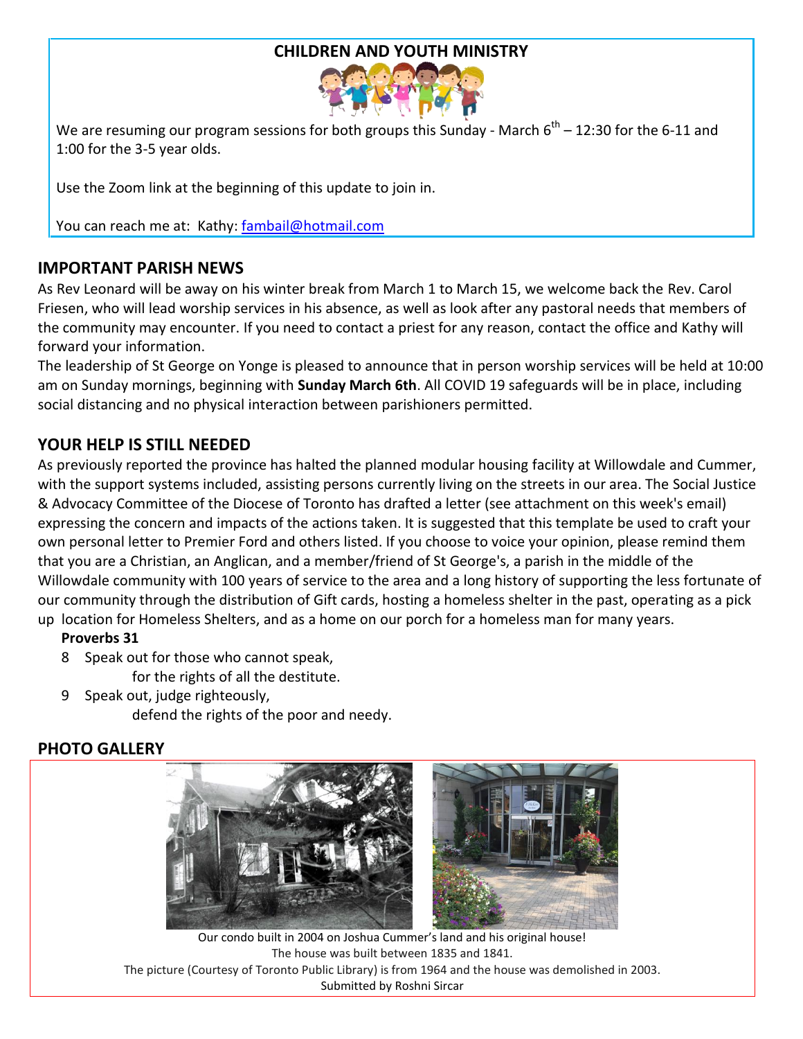## CHILDREN AND YOUTH MINISTRY

We are resuming our program sessions for both groups this Sunday - March 6th – 12:30 for the 6-11 and 1:00 for the 3-5 year olds.

Use the Zoom link at the beginning of this update to join in.

You can reach me at: Kathy: fambail@hotmail.com

## IMPORTANT PARISH NEWS

As Rev Leonard will be away on his winter break from March 1 to March 15, we welcome back the Rev. Carol Friesen, who will lead worship services in his absence, as well as look after any pastoral needs that members of the community may encounter. If you need to contact a priest for any reason, contact the office and Kathy will forward your information.

The leadership of St George on Yonge is pleased to announce that in person worship services will be held at 10:00 am on Sunday mornings, beginning with **Sunday March 6th**. All COVID 19 safeguards will be in place, including social distancing and no physical interaction between parishioners permitted.

## YOUR HELP IS STILL NEEDED

As previously reported the province has halted the planned modular housing facility at Willowdale and Cummer, with the support systems included, assisting persons currently living on the streets in our area. The Social Justice & Advocacy Committee of the Diocese of Toronto has drafted a letter (see attachment on this week's email) expressing the concern and impacts of the actions taken. It is suggested that this template be used to craft your own personal letter to Premier Ford and others listed. If you choose to voice your opinion, please remind them that you are a Christian, an Anglican, and a member/friend of St George's, a parish in the middle of the Willowdale community with 100 years of service to the area and a long history of supporting the less fortunate of our community through the distribution of Gift cards, hosting a homeless shelter in the past, operating as a pick up location for Homeless Shelters, and as a home on our porch for a homeless man for many years.

**Proverbs 31**

8 Speak out for those who cannot speak,
  for the rights of all the destitute.

9 Speak out, judge righteously,
  defend the rights of the poor and needy.

## PHOTO GALLERY

Our condo built in 2004 on Joshua Cummer's land and his original house!
The house was built between 1835 and 1841.
The picture (Courtesy of Toronto Public Library) is from 1964 and the house was demolished in 2003.
Submitted by Roshni Sircar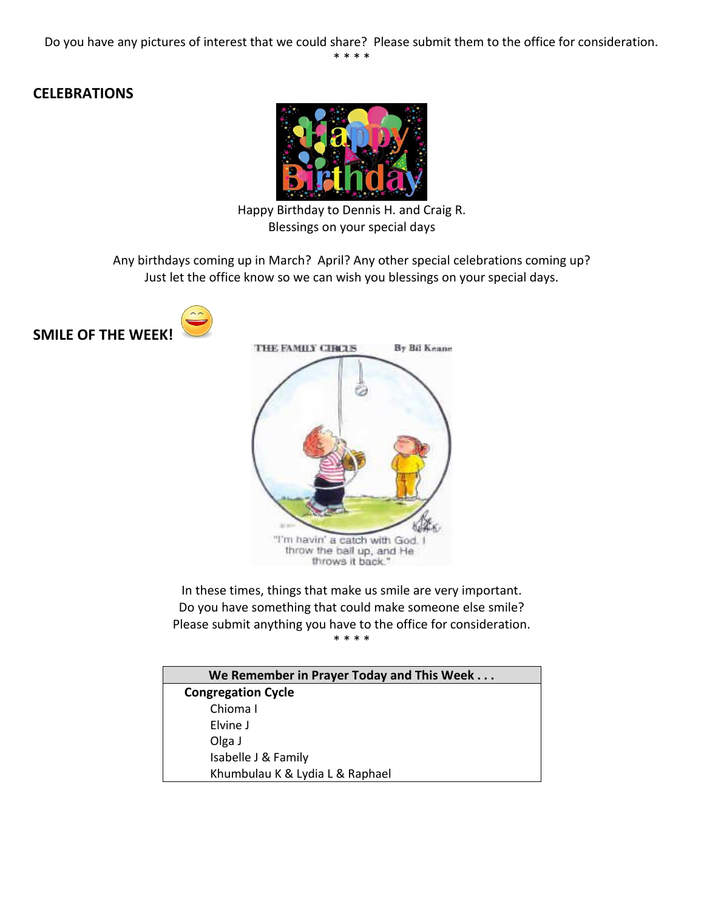Do you have any pictures of interest that we could share? Please submit them to the office for consideration.

* * * *

## CELEBRATIONS

Happy Birthday to Dennis H. and Craig R.
Blessings on your special days

Any birthdays coming up in March? April? Any other special celebrations coming up?
Just let the office know so we can wish you blessings on your special days.

## SMILE OF THE WEEK!

In these times, things that make us smile are very important.
Do you have something that could make someone else smile?
Please submit anything you have to the office for consideration.

* * * *

| We Remember in Prayer Today and This Week . . . |
| --- |
| **Congregation Cycle** |
| Chioma I |
| Elvine J |
| Olga J |
| Isabelle J & Family |
| Khumbulau K & Lydia L & Raphael |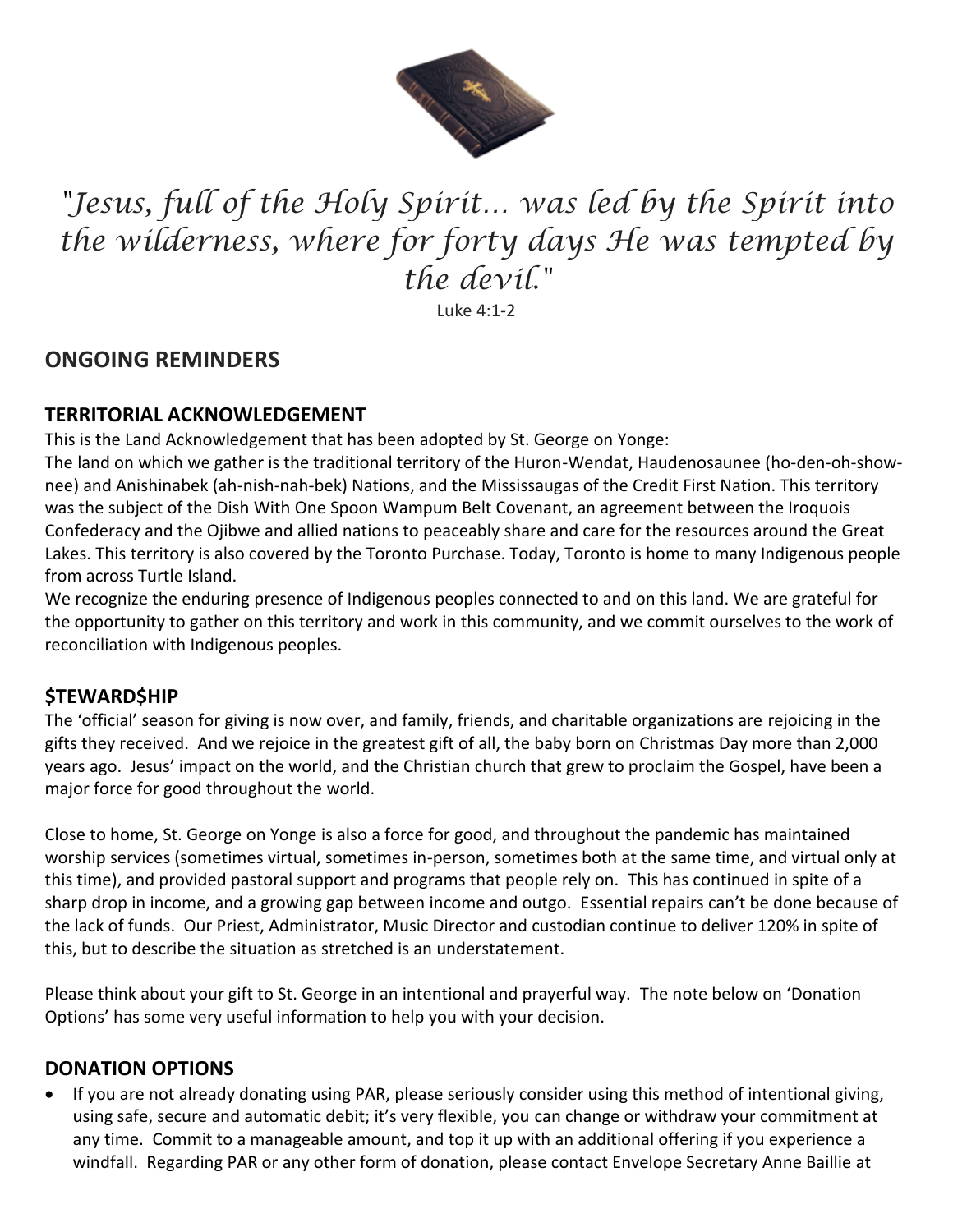*"Jesus, full of the Holy Spirit… was led by the Spirit into the wilderness, where for forty days He was tempted by the devil."*

Luke 4:1-2

## ONGOING REMINDERS

### TERRITORIAL ACKNOWLEDGEMENT

This is the Land Acknowledgement that has been adopted by St. George on Yonge:

The land on which we gather is the traditional territory of the Huron-Wendat, Haudenosaunee (ho-den-oh-show-nee) and Anishinabek (ah-nish-nah-bek) Nations, and the Mississaugas of the Credit First Nation. This territory was the subject of the Dish With One Spoon Wampum Belt Covenant, an agreement between the Iroquois Confederacy and the Ojibwe and allied nations to peaceably share and care for the resources around the Great Lakes. This territory is also covered by the Toronto Purchase. Today, Toronto is home to many Indigenous people from across Turtle Island.

We recognize the enduring presence of Indigenous peoples connected to and on this land. We are grateful for the opportunity to gather on this territory and work in this community, and we commit ourselves to the work of reconciliation with Indigenous peoples.

### $TEWARD$HIP

The 'official' season for giving is now over, and family, friends, and charitable organizations are rejoicing in the gifts they received. And we rejoice in the greatest gift of all, the baby born on Christmas Day more than 2,000 years ago. Jesus' impact on the world, and the Christian church that grew to proclaim the Gospel, have been a major force for good throughout the world.

Close to home, St. George on Yonge is also a force for good, and throughout the pandemic has maintained worship services (sometimes virtual, sometimes in-person, sometimes both at the same time, and virtual only at this time), and provided pastoral support and programs that people rely on. This has continued in spite of a sharp drop in income, and a growing gap between income and outgo. Essential repairs can't be done because of the lack of funds. Our Priest, Administrator, Music Director and custodian continue to deliver 120% in spite of this, but to describe the situation as stretched is an understatement.

Please think about your gift to St. George in an intentional and prayerful way. The note below on 'Donation Options' has some very useful information to help you with your decision.

### DONATION OPTIONS

- If you are not already donating using PAR, please seriously consider using this method of intentional giving, using safe, secure and automatic debit; it's very flexible, you can change or withdraw your commitment at any time. Commit to a manageable amount, and top it up with an additional offering if you experience a windfall. Regarding PAR or any other form of donation, please contact Envelope Secretary Anne Baillie at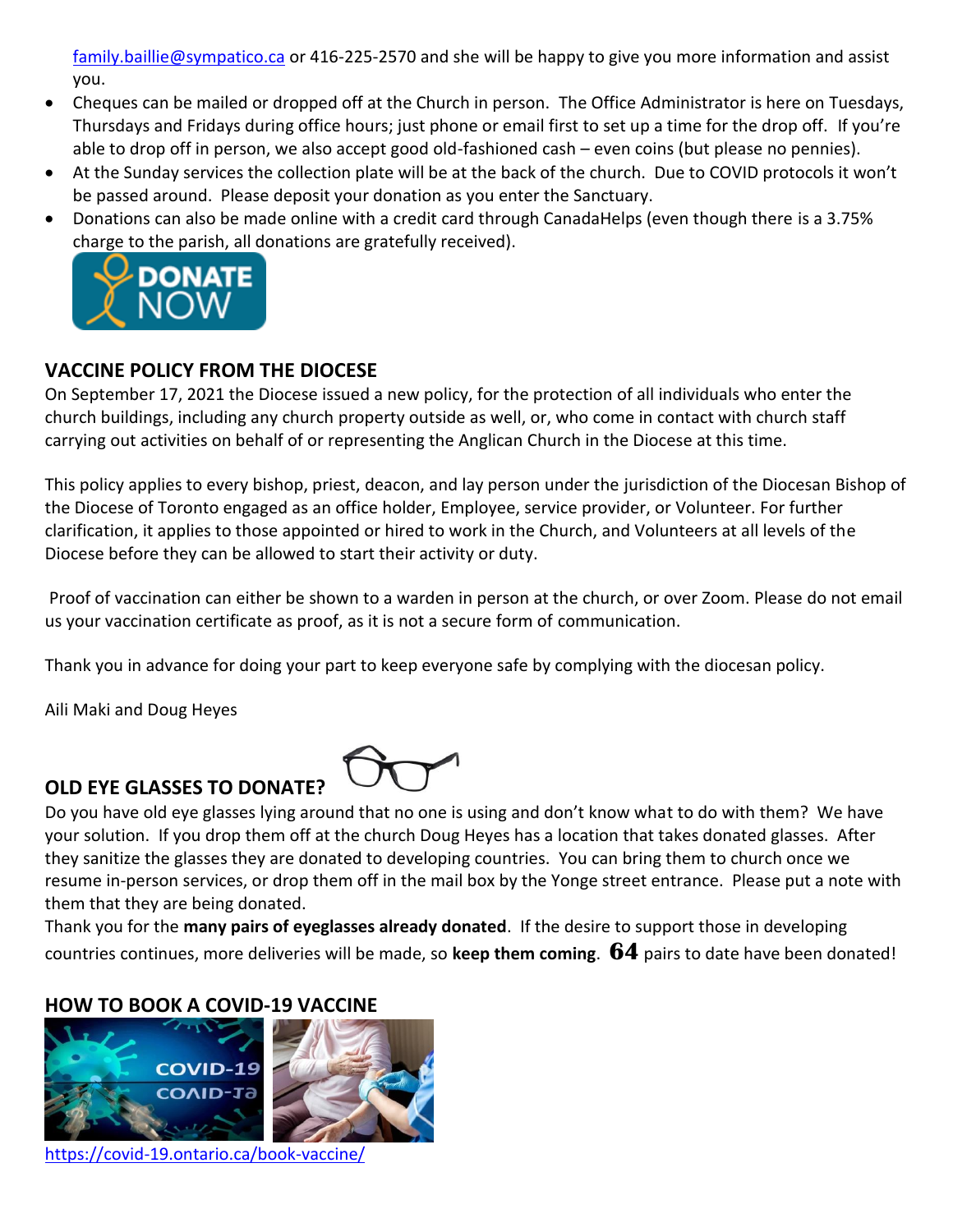family.baillie@sympatico.ca or 416-225-2570 and she will be happy to give you more information and assist you.

- Cheques can be mailed or dropped off at the Church in person. The Office Administrator is here on Tuesdays, Thursdays and Fridays during office hours; just phone or email first to set up a time for the drop off. If you're able to drop off in person, we also accept good old-fashioned cash – even coins (but please no pennies).
- At the Sunday services the collection plate will be at the back of the church. Due to COVID protocols it won't be passed around. Please deposit your donation as you enter the Sanctuary.
- Donations can also be made online with a credit card through CanadaHelps (even though there is a 3.75% charge to the parish, all donations are gratefully received).

DONATE NOW

## VACCINE POLICY FROM THE DIOCESE

On September 17, 2021 the Diocese issued a new policy, for the protection of all individuals who enter the church buildings, including any church property outside as well, or, who come in contact with church staff carrying out activities on behalf of or representing the Anglican Church in the Diocese at this time.

This policy applies to every bishop, priest, deacon, and lay person under the jurisdiction of the Diocesan Bishop of the Diocese of Toronto engaged as an office holder, Employee, service provider, or Volunteer. For further clarification, it applies to those appointed or hired to work in the Church, and Volunteers at all levels of the Diocese before they can be allowed to start their activity or duty.

Proof of vaccination can either be shown to a warden in person at the church, or over Zoom. Please do not email us your vaccination certificate as proof, as it is not a secure form of communication.

Thank you in advance for doing your part to keep everyone safe by complying with the diocesan policy.

Aili Maki and Doug Heyes

## OLD EYE GLASSES TO DONATE?

Do you have old eye glasses lying around that no one is using and don't know what to do with them? We have your solution. If you drop them off at the church Doug Heyes has a location that takes donated glasses. After they sanitize the glasses they are donated to developing countries. You can bring them to church once we resume in-person services, or drop them off in the mail box by the Yonge street entrance. Please put a note with them that they are being donated.

Thank you for the **many pairs of eyeglasses already donated**. If the desire to support those in developing countries continues, more deliveries will be made, so **keep them coming**. **64** pairs to date have been donated!

## HOW TO BOOK A COVID-19 VACCINE

https://covid-19.ontario.ca/book-vaccine/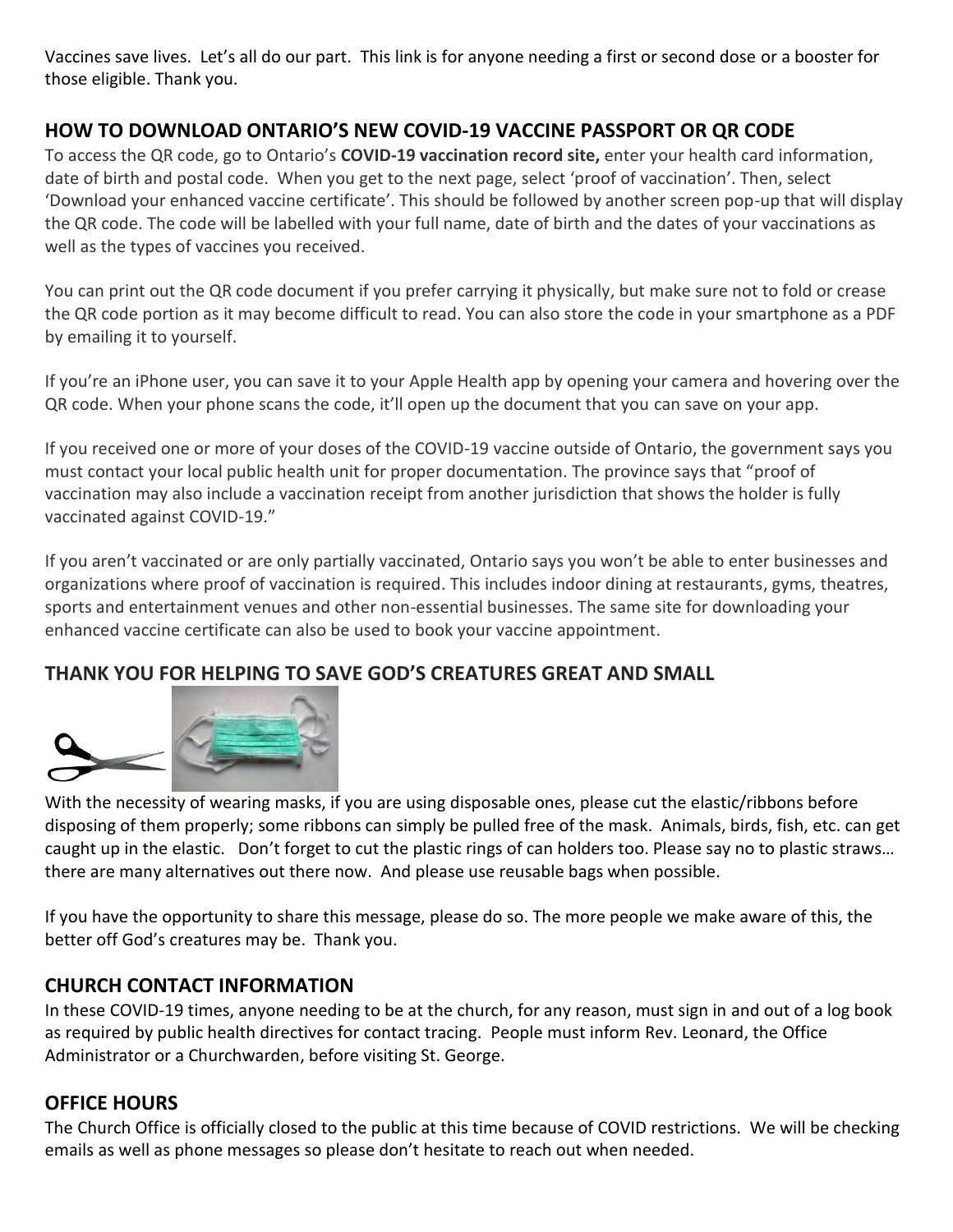Vaccines save lives. Let's all do our part. This link is for anyone needing a first or second dose or a booster for those eligible. Thank you.

## HOW TO DOWNLOAD ONTARIO'S NEW COVID-19 VACCINE PASSPORT OR QR CODE

To access the QR code, go to Ontario's **COVID-19 vaccination record site,** enter your health card information, date of birth and postal code. When you get to the next page, select 'proof of vaccination'. Then, select 'Download your enhanced vaccine certificate'. This should be followed by another screen pop-up that will display the QR code. The code will be labelled with your full name, date of birth and the dates of your vaccinations as well as the types of vaccines you received.

You can print out the QR code document if you prefer carrying it physically, but make sure not to fold or crease the QR code portion as it may become difficult to read. You can also store the code in your smartphone as a PDF by emailing it to yourself.

If you're an iPhone user, you can save it to your Apple Health app by opening your camera and hovering over the QR code. When your phone scans the code, it'll open up the document that you can save on your app.

If you received one or more of your doses of the COVID-19 vaccine outside of Ontario, the government says you must contact your local public health unit for proper documentation. The province says that "proof of vaccination may also include a vaccination receipt from another jurisdiction that shows the holder is fully vaccinated against COVID-19."

If you aren't vaccinated or are only partially vaccinated, Ontario says you won't be able to enter businesses and organizations where proof of vaccination is required. This includes indoor dining at restaurants, gyms, theatres, sports and entertainment venues and other non-essential businesses. The same site for downloading your enhanced vaccine certificate can also be used to book your vaccine appointment.

## THANK YOU FOR HELPING TO SAVE GOD'S CREATURES GREAT AND SMALL

With the necessity of wearing masks, if you are using disposable ones, please cut the elastic/ribbons before disposing of them properly; some ribbons can simply be pulled free of the mask. Animals, birds, fish, etc. can get caught up in the elastic. Don't forget to cut the plastic rings of can holders too. Please say no to plastic straws… there are many alternatives out there now. And please use reusable bags when possible.

If you have the opportunity to share this message, please do so. The more people we make aware of this, the better off God's creatures may be. Thank you.

## CHURCH CONTACT INFORMATION

In these COVID-19 times, anyone needing to be at the church, for any reason, must sign in and out of a log book as required by public health directives for contact tracing. People must inform Rev. Leonard, the Office Administrator or a Churchwarden, before visiting St. George.

## OFFICE HOURS

The Church Office is officially closed to the public at this time because of COVID restrictions. We will be checking emails as well as phone messages so please don't hesitate to reach out when needed.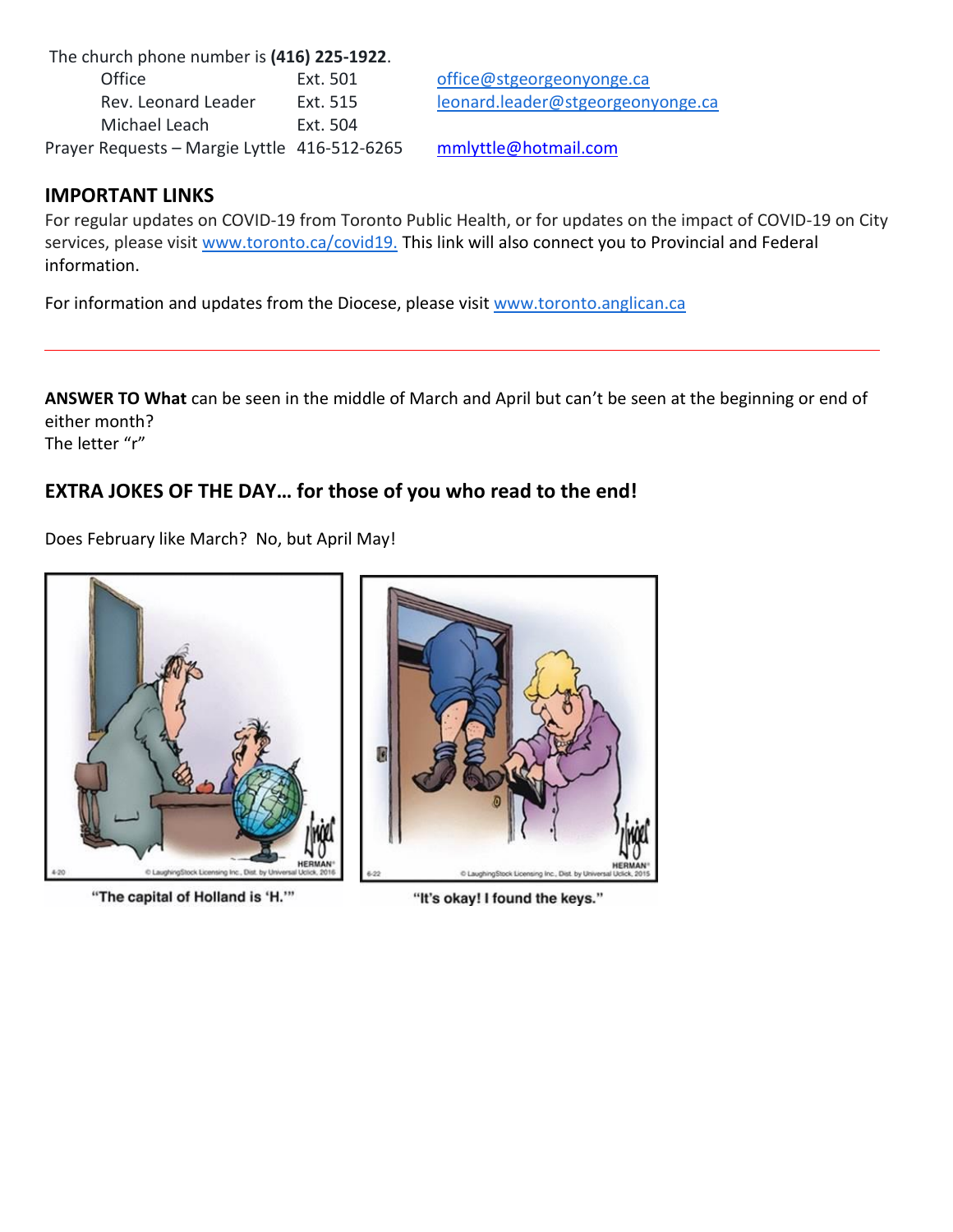The church phone number is **(416) 225-1922**.

| | | |
|---|---|---|
| Office | Ext. 501 | office@stgeorgeonyonge.ca |
| Rev. Leonard Leader | Ext. 515 | leonard.leader@stgeorgeonyonge.ca |
| Michael Leach | Ext. 504 | |
| Prayer Requests – Margie Lyttle | 416-512-6265 | mmlyttle@hotmail.com |

## IMPORTANT LINKS

For regular updates on COVID-19 from Toronto Public Health, or for updates on the impact of COVID-19 on City services, please visit www.toronto.ca/covid19. This link will also connect you to Provincial and Federal information.

For information and updates from the Diocese, please visit www.toronto.anglican.ca

---

**ANSWER TO What** can be seen in the middle of March and April but can't be seen at the beginning or end of either month?
The letter "r"

## EXTRA JOKES OF THE DAY… for those of you who read to the end!

Does February like March? No, but April May!

"The capital of Holland is 'H.'"

"It's okay! I found the keys."